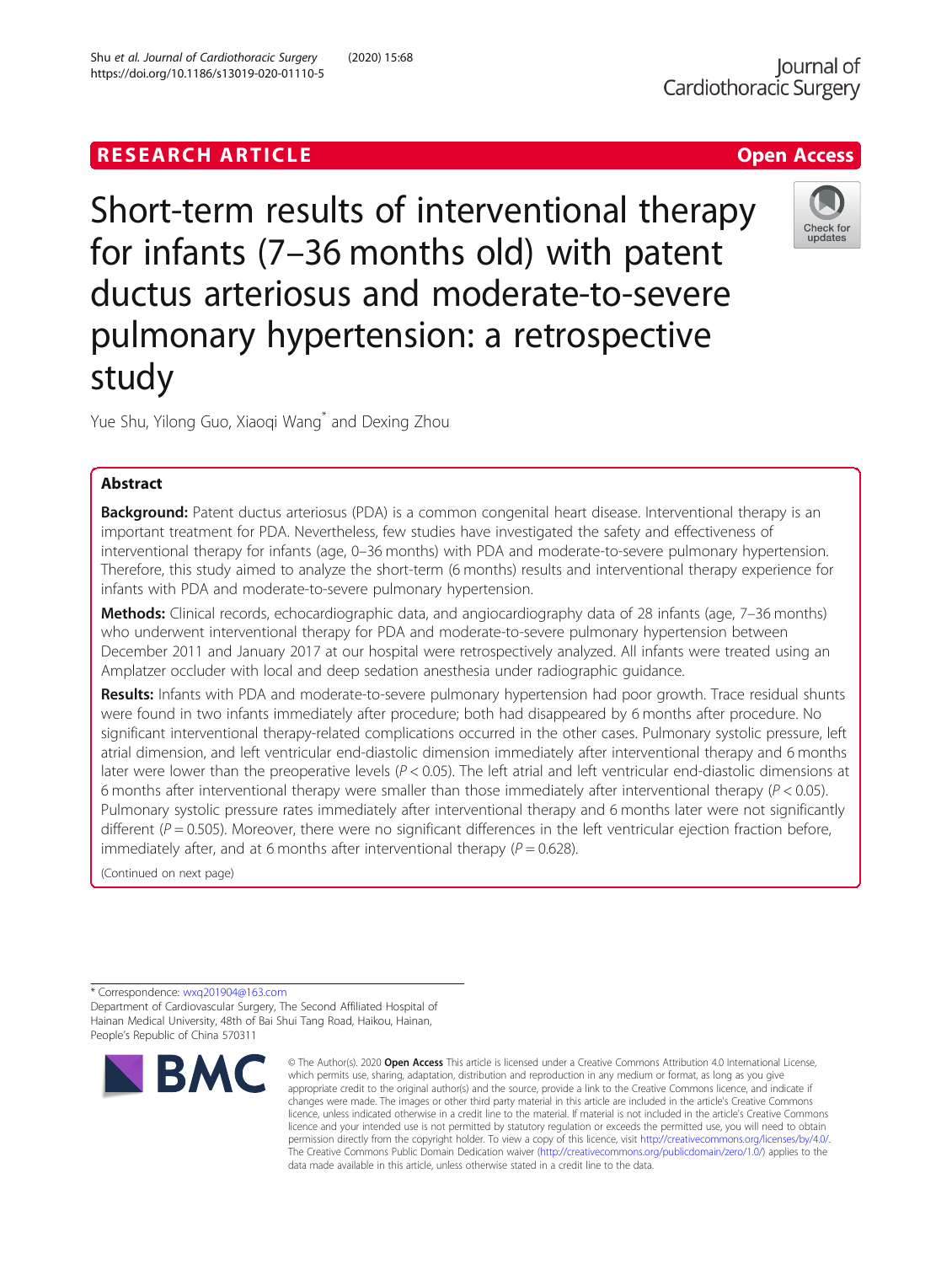RESEARCH ARTICLE

Open Access

# Short-term results of interventional therapy for infants (7–36 months old) with patent ductus arteriosus and moderate-to-severe pulmonary hypertension: a retrospective study

Yue Shu, Yilong Guo, Xiaoqi Wang* and Dexing Zhou

## Abstract

**Background:** Patent ductus arteriosus (PDA) is a common congenital heart disease. Interventional therapy is an important treatment for PDA. Nevertheless, few studies have investigated the safety and effectiveness of interventional therapy for infants (age, 0–36 months) with PDA and moderate-to-severe pulmonary hypertension. Therefore, this study aimed to analyze the short-term (6 months) results and interventional therapy experience for infants with PDA and moderate-to-severe pulmonary hypertension.

**Methods:** Clinical records, echocardiographic data, and angiocardiography data of 28 infants (age, 7–36 months) who underwent interventional therapy for PDA and moderate-to-severe pulmonary hypertension between December 2011 and January 2017 at our hospital were retrospectively analyzed. All infants were treated using an Amplatzer occluder with local and deep sedation anesthesia under radiographic guidance.

**Results:** Infants with PDA and moderate-to-severe pulmonary hypertension had poor growth. Trace residual shunts were found in two infants immediately after procedure; both had disappeared by 6 months after procedure. No significant interventional therapy-related complications occurred in the other cases. Pulmonary systolic pressure, left atrial dimension, and left ventricular end-diastolic dimension immediately after interventional therapy and 6 months later were lower than the preoperative levels ($P < 0.05$). The left atrial and left ventricular end-diastolic dimensions at 6 months after interventional therapy were smaller than those immediately after interventional therapy ($P < 0.05$). Pulmonary systolic pressure rates immediately after interventional therapy and 6 months later were not significantly different ($P = 0.505$). Moreover, there were no significant differences in the left ventricular ejection fraction before, immediately after, and at 6 months after interventional therapy ($P = 0.628$).

(Continued on next page)

* Correspondence: wxq201904@163.com
Department of Cardiovascular Surgery, The Second Affiliated Hospital of Hainan Medical University, 48th of Bai Shui Tang Road, Haikou, Hainan, People's Republic of China 570311

© The Author(s). 2020 **Open Access** This article is licensed under a Creative Commons Attribution 4.0 International License, which permits use, sharing, adaptation, distribution and reproduction in any medium or format, as long as you give appropriate credit to the original author(s) and the source, provide a link to the Creative Commons licence, and indicate if changes were made. The images or other third party material in this article are included in the article's Creative Commons licence, unless indicated otherwise in a credit line to the material. If material is not included in the article's Creative Commons licence and your intended use is not permitted by statutory regulation or exceeds the permitted use, you will need to obtain permission directly from the copyright holder. To view a copy of this licence, visit http://creativecommons.org/licenses/by/4.0/. The Creative Commons Public Domain Dedication waiver (http://creativecommons.org/publicdomain/zero/1.0/) applies to the data made available in this article, unless otherwise stated in a credit line to the data.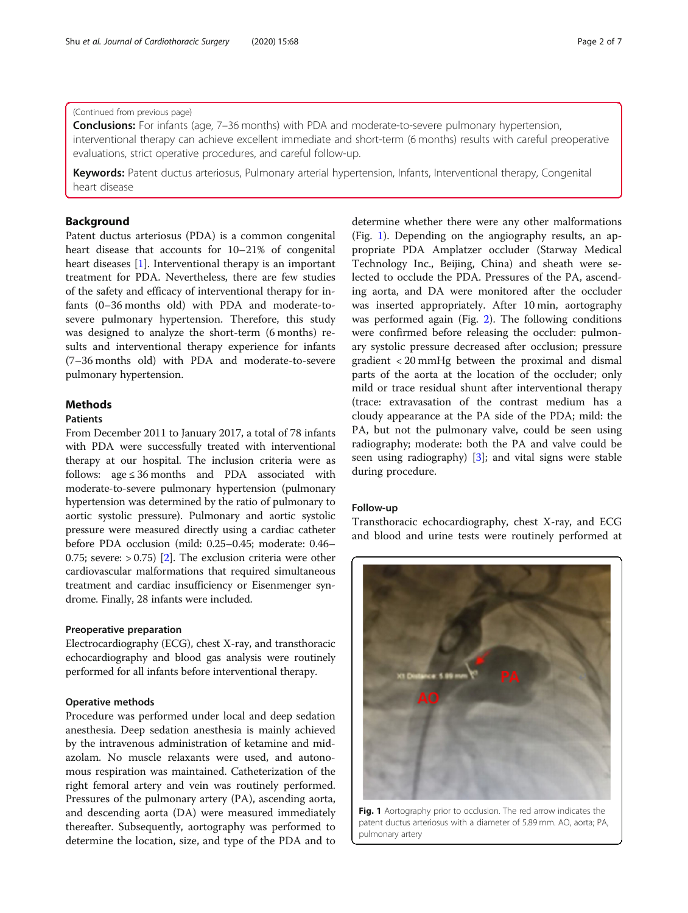(Continued from previous page)

**Conclusions:** For infants (age, 7–36 months) with PDA and moderate-to-severe pulmonary hypertension, interventional therapy can achieve excellent immediate and short-term (6 months) results with careful preoperative evaluations, strict operative procedures, and careful follow-up.

**Keywords:** Patent ductus arteriosus, Pulmonary arterial hypertension, Infants, Interventional therapy, Congenital heart disease

## Background

Patent ductus arteriosus (PDA) is a common congenital heart disease that accounts for 10–21% of congenital heart diseases [1]. Interventional therapy is an important treatment for PDA. Nevertheless, there are few studies of the safety and efficacy of interventional therapy for infants (0–36 months old) with PDA and moderate-to-severe pulmonary hypertension. Therefore, this study was designed to analyze the short-term (6 months) results and interventional therapy experience for infants (7–36 months old) with PDA and moderate-to-severe pulmonary hypertension.

## Methods

### Patients

From December 2011 to January 2017, a total of 78 infants with PDA were successfully treated with interventional therapy at our hospital. The inclusion criteria were as follows: age ≤ 36 months and PDA associated with moderate-to-severe pulmonary hypertension (pulmonary hypertension was determined by the ratio of pulmonary to aortic systolic pressure). Pulmonary and aortic systolic pressure were measured directly using a cardiac catheter before PDA occlusion (mild: 0.25–0.45; moderate: 0.46–0.75; severe: > 0.75) [2]. The exclusion criteria were other cardiovascular malformations that required simultaneous treatment and cardiac insufficiency or Eisenmenger syndrome. Finally, 28 infants were included.

### Preoperative preparation

Electrocardiography (ECG), chest X-ray, and transthoracic echocardiography and blood gas analysis were routinely performed for all infants before interventional therapy.

### Operative methods

Procedure was performed under local and deep sedation anesthesia. Deep sedation anesthesia is mainly achieved by the intravenous administration of ketamine and midazolam. No muscle relaxants were used, and autonomous respiration was maintained. Catheterization of the right femoral artery and vein was routinely performed. Pressures of the pulmonary artery (PA), ascending aorta, and descending aorta (DA) were measured immediately thereafter. Subsequently, aortography was performed to determine the location, size, and type of the PDA and to determine whether there were any other malformations (Fig. 1). Depending on the angiography results, an appropriate PDA Amplatzer occluder (Starway Medical Technology Inc., Beijing, China) and sheath were selected to occlude the PDA. Pressures of the PA, ascending aorta, and DA were monitored after the occluder was inserted appropriately. After 10 min, aortography was performed again (Fig. 2). The following conditions were confirmed before releasing the occluder: pulmonary systolic pressure decreased after occlusion; pressure gradient < 20 mmHg between the proximal and dismal parts of the aorta at the location of the occluder; only mild or trace residual shunt after interventional therapy (trace: extravasation of the contrast medium has a cloudy appearance at the PA side of the PDA; mild: the PA, but not the pulmonary valve, could be seen using radiography; moderate: both the PA and valve could be seen using radiography) [3]; and vital signs were stable during procedure.

### Follow-up

Transthoracic echocardiography, chest X-ray, and ECG and blood and urine tests were routinely performed at

**Fig. 1** Aortography prior to occlusion. The red arrow indicates the patent ductus arteriosus with a diameter of 5.89 mm. AO, aorta; PA, pulmonary artery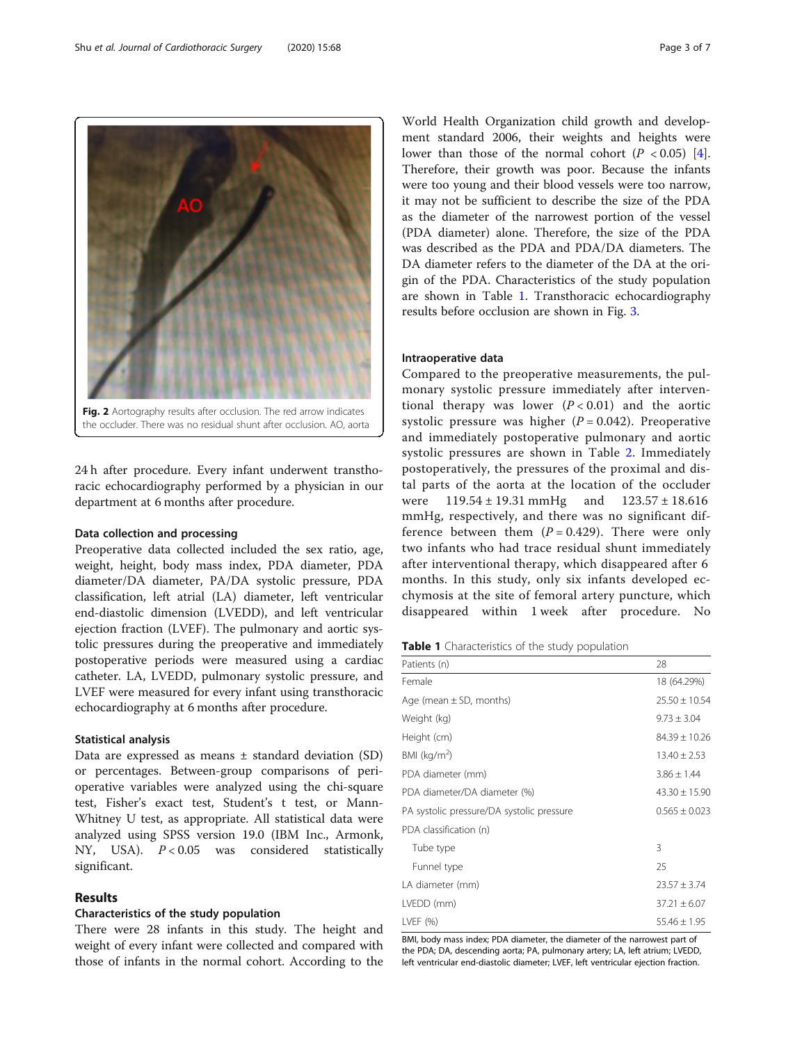Fig. 2 Aortography results after occlusion. The red arrow indicates the occluder. There was no residual shunt after occlusion. AO, aorta

24 h after procedure. Every infant underwent transthoracic echocardiography performed by a physician in our department at 6 months after procedure.

### Data collection and processing

Preoperative data collected included the sex ratio, age, weight, height, body mass index, PDA diameter, PDA diameter/DA diameter, PA/DA systolic pressure, PDA classification, left atrial (LA) diameter, left ventricular end-diastolic dimension (LVEDD), and left ventricular ejection fraction (LVEF). The pulmonary and aortic systolic pressures during the preoperative and immediately postoperative periods were measured using a cardiac catheter. LA, LVEDD, pulmonary systolic pressure, and LVEF were measured for every infant using transthoracic echocardiography at 6 months after procedure.

### Statistical analysis

Data are expressed as means ± standard deviation (SD) or percentages. Between-group comparisons of perioperative variables were analyzed using the chi-square test, Fisher's exact test, Student's t test, or Mann-Whitney U test, as appropriate. All statistical data were analyzed using SPSS version 19.0 (IBM Inc., Armonk, NY, USA). $P < 0.05$ was considered statistically significant.

## Results

### Characteristics of the study population

There were 28 infants in this study. The height and weight of every infant were collected and compared with those of infants in the normal cohort. According to the World Health Organization child growth and development standard 2006, their weights and heights were lower than those of the normal cohort ($P < 0.05$) [4]. Therefore, their growth was poor. Because the infants were too young and their blood vessels were too narrow, it may not be sufficient to describe the size of the PDA as the diameter of the narrowest portion of the vessel (PDA diameter) alone. Therefore, the size of the PDA was described as the PDA and PDA/DA diameters. The DA diameter refers to the diameter of the DA at the origin of the PDA. Characteristics of the study population are shown in Table 1. Transthoracic echocardiography results before occlusion are shown in Fig. 3.

### Intraoperative data

Compared to the preoperative measurements, the pulmonary systolic pressure immediately after interventional therapy was lower ($P < 0.01$) and the aortic systolic pressure was higher ($P = 0.042$). Preoperative and immediately postoperative pulmonary and aortic systolic pressures are shown in Table 2. Immediately postoperatively, the pressures of the proximal and distal parts of the aorta at the location of the occluder were 119.54 ± 19.31 mmHg and 123.57 ± 18.616 mmHg, respectively, and there was no significant difference between them ($P = 0.429$). There were only two infants who had trace residual shunt immediately after interventional therapy, which disappeared after 6 months. In this study, only six infants developed ecchymosis at the site of femoral artery puncture, which disappeared within 1 week after procedure. No

**Table 1** Characteristics of the study population

| | |
|---|---|
| Patients (n) | 28 |
| Female | 18 (64.29%) |
| Age (mean ± SD, months) | 25.50 ± 10.54 |
| Weight (kg) | 9.73 ± 3.04 |
| Height (cm) | 84.39 ± 10.26 |
| BMI (kg/m$^2$) | 13.40 ± 2.53 |
| PDA diameter (mm) | 3.86 ± 1.44 |
| PDA diameter/DA diameter (%) | 43.30 ± 15.90 |
| PA systolic pressure/DA systolic pressure | 0.565 ± 0.023 |
| PDA classification (n) | |
| Tube type | 3 |
| Funnel type | 25 |
| LA diameter (mm) | 23.57 ± 3.74 |
| LVEDD (mm) | 37.21 ± 6.07 |
| LVEF (%) | 55.46 ± 1.95 |

BMI, body mass index; PDA diameter, the diameter of the narrowest part of the PDA; DA, descending aorta; PA, pulmonary artery; LA, left atrium; LVEDD, left ventricular end-diastolic diameter; LVEF, left ventricular ejection fraction.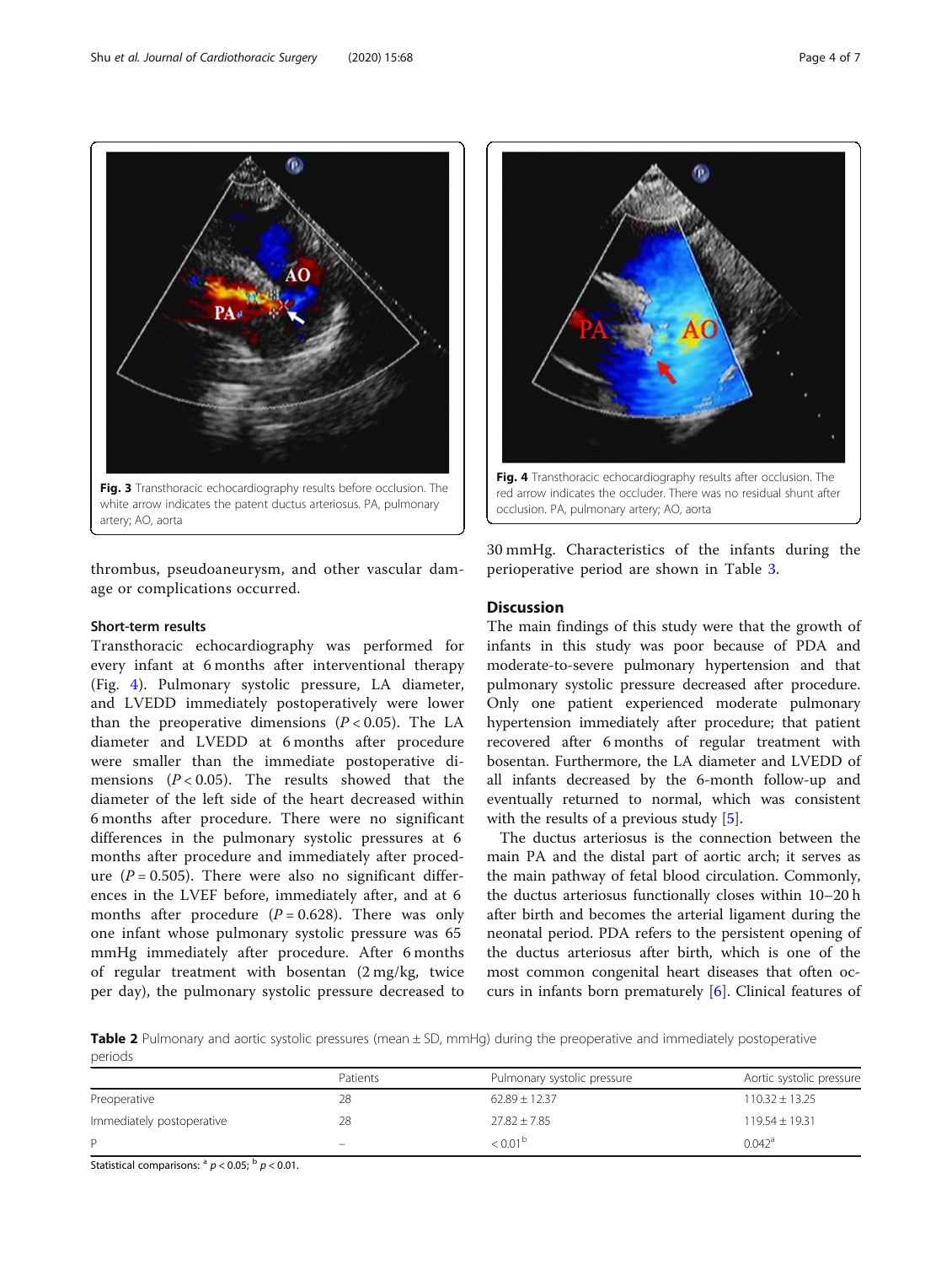Fig. 3 Transthoracic echocardiography results before occlusion. The white arrow indicates the patent ductus arteriosus. PA, pulmonary artery; AO, aorta

Fig. 4 Transthoracic echocardiography results after occlusion. The red arrow indicates the occluder. There was no residual shunt after occlusion. PA, pulmonary artery; AO, aorta

thrombus, pseudoaneurysm, and other vascular damage or complications occurred.

### Short-term results

Transthoracic echocardiography was performed for every infant at 6 months after interventional therapy (Fig. 4). Pulmonary systolic pressure, LA diameter, and LVEDD immediately postoperatively were lower than the preoperative dimensions ($P < 0.05$). The LA diameter and LVEDD at 6 months after procedure were smaller than the immediate postoperative dimensions ($P < 0.05$). The results showed that the diameter of the left side of the heart decreased within 6 months after procedure. There were no significant differences in the pulmonary systolic pressures at 6 months after procedure and immediately after procedure ($P = 0.505$). There were also no significant differences in the LVEF before, immediately after, and at 6 months after procedure ($P = 0.628$). There was only one infant whose pulmonary systolic pressure was 65 mmHg immediately after procedure. After 6 months of regular treatment with bosentan (2 mg/kg, twice per day), the pulmonary systolic pressure decreased to 30 mmHg. Characteristics of the infants during the perioperative period are shown in Table 3.

## Discussion

The main findings of this study were that the growth of infants in this study was poor because of PDA and moderate-to-severe pulmonary hypertension and that pulmonary systolic pressure decreased after procedure. Only one patient experienced moderate pulmonary hypertension immediately after procedure; that patient recovered after 6 months of regular treatment with bosentan. Furthermore, the LA diameter and LVEDD of all infants decreased by the 6-month follow-up and eventually returned to normal, which was consistent with the results of a previous study [5].

The ductus arteriosus is the connection between the main PA and the distal part of aortic arch; it serves as the main pathway of fetal blood circulation. Commonly, the ductus arteriosus functionally closes within 10–20 h after birth and becomes the arterial ligament during the neonatal period. PDA refers to the persistent opening of the ductus arteriosus after birth, which is one of the most common congenital heart diseases that often occurs in infants born prematurely [6]. Clinical features of

**Table 2** Pulmonary and aortic systolic pressures (mean ± SD, mmHg) during the preoperative and immediately postoperative periods

| | Patients | Pulmonary systolic pressure | Aortic systolic pressure |
|---|---|---|---|
| Preoperative | 28 | 62.89 ± 12.37 | 110.32 ± 13.25 |
| Immediately postoperative | 28 | 27.82 ± 7.85 | 119.54 ± 19.31 |
| P | – | < 0.01[b] | 0.042[a] |

Statistical comparisons: [a] $p < 0.05$; [b] $p < 0.01$.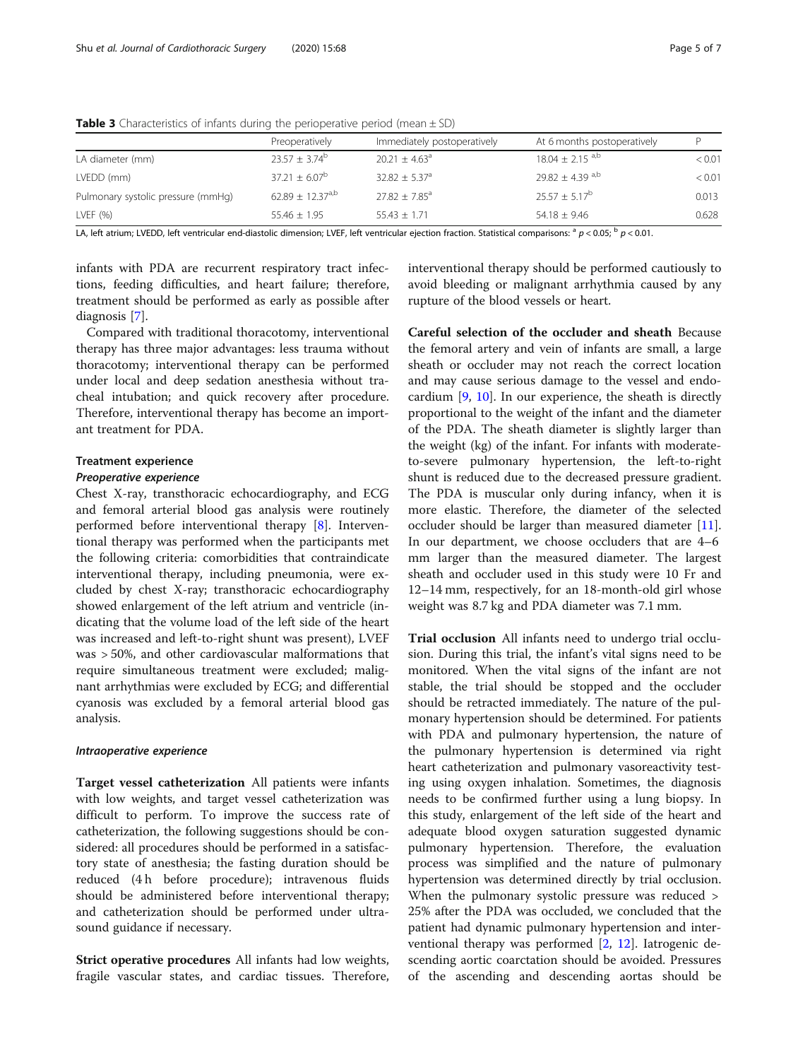**Table 3** Characteristics of infants during the perioperative period (mean ± SD)

| | Preoperatively | Immediately postoperatively | At 6 months postoperatively | P |
|---|---|---|---|---|
| LA diameter (mm) | 23.57 ± 3.74[b] | 20.21 ± 4.63[a] | 18.04 ± 2.15 [a,b] | < 0.01 |
| LVEDD (mm) | 37.21 ± 6.07[b] | 32.82 ± 5.37[a] | 29.82 ± 4.39 [a,b] | < 0.01 |
| Pulmonary systolic pressure (mmHg) | 62.89 ± 12.37[a,b] | 27.82 ± 7.85[a] | 25.57 ± 5.17[b] | 0.013 |
| LVEF (%) | 55.46 ± 1.95 | 55.43 ± 1.71 | 54.18 ± 9.46 | 0.628 |

LA, left atrium; LVEDD, left ventricular end-diastolic dimension; LVEF, left ventricular ejection fraction. Statistical comparisons: [a] $p < 0.05$; [b] $p < 0.01$.

infants with PDA are recurrent respiratory tract infections, feeding difficulties, and heart failure; therefore, treatment should be performed as early as possible after diagnosis [7].

Compared with traditional thoracotomy, interventional therapy has three major advantages: less trauma without thoracotomy; interventional therapy can be performed under local and deep sedation anesthesia without tracheal intubation; and quick recovery after procedure. Therefore, interventional therapy has become an important treatment for PDA.

### Treatment experience

#### *Preoperative experience*

Chest X-ray, transthoracic echocardiography, and ECG and femoral arterial blood gas analysis were routinely performed before interventional therapy [8]. Interventional therapy was performed when the participants met the following criteria: comorbidities that contraindicate interventional therapy, including pneumonia, were excluded by chest X-ray; transthoracic echocardiography showed enlargement of the left atrium and ventricle (indicating that the volume load of the left side of the heart was increased and left-to-right shunt was present), LVEF was > 50%, and other cardiovascular malformations that require simultaneous treatment were excluded; malignant arrhythmias were excluded by ECG; and differential cyanosis was excluded by a femoral arterial blood gas analysis.

#### *Intraoperative experience*

**Target vessel catheterization** All patients were infants with low weights, and target vessel catheterization was difficult to perform. To improve the success rate of catheterization, the following suggestions should be considered: all procedures should be performed in a satisfactory state of anesthesia; the fasting duration should be reduced (4 h before procedure); intravenous fluids should be administered before interventional therapy; and catheterization should be performed under ultrasound guidance if necessary.

**Strict operative procedures** All infants had low weights, fragile vascular states, and cardiac tissues. Therefore, interventional therapy should be performed cautiously to avoid bleeding or malignant arrhythmia caused by any rupture of the blood vessels or heart.

**Careful selection of the occluder and sheath** Because the femoral artery and vein of infants are small, a large sheath or occluder may not reach the correct location and may cause serious damage to the vessel and endocardium [9, 10]. In our experience, the sheath is directly proportional to the weight of the infant and the diameter of the PDA. The sheath diameter is slightly larger than the weight (kg) of the infant. For infants with moderate-to-severe pulmonary hypertension, the left-to-right shunt is reduced due to the decreased pressure gradient. The PDA is muscular only during infancy, when it is more elastic. Therefore, the diameter of the selected occluder should be larger than measured diameter [11]. In our department, we choose occluders that are 4–6 mm larger than the measured diameter. The largest sheath and occluder used in this study were 10 Fr and 12–14 mm, respectively, for an 18-month-old girl whose weight was 8.7 kg and PDA diameter was 7.1 mm.

**Trial occlusion** All infants need to undergo trial occlusion. During this trial, the infant's vital signs need to be monitored. When the vital signs of the infant are not stable, the trial should be stopped and the occluder should be retracted immediately. The nature of the pulmonary hypertension should be determined. For patients with PDA and pulmonary hypertension, the nature of the pulmonary hypertension is determined via right heart catheterization and pulmonary vasoreactivity testing using oxygen inhalation. Sometimes, the diagnosis needs to be confirmed further using a lung biopsy. In this study, enlargement of the left side of the heart and adequate blood oxygen saturation suggested dynamic pulmonary hypertension. Therefore, the evaluation process was simplified and the nature of pulmonary hypertension was determined directly by trial occlusion. When the pulmonary systolic pressure was reduced > 25% after the PDA was occluded, we concluded that the patient had dynamic pulmonary hypertension and interventional therapy was performed [2, 12]. Iatrogenic descending aortic coarctation should be avoided. Pressures of the ascending and descending aortas should be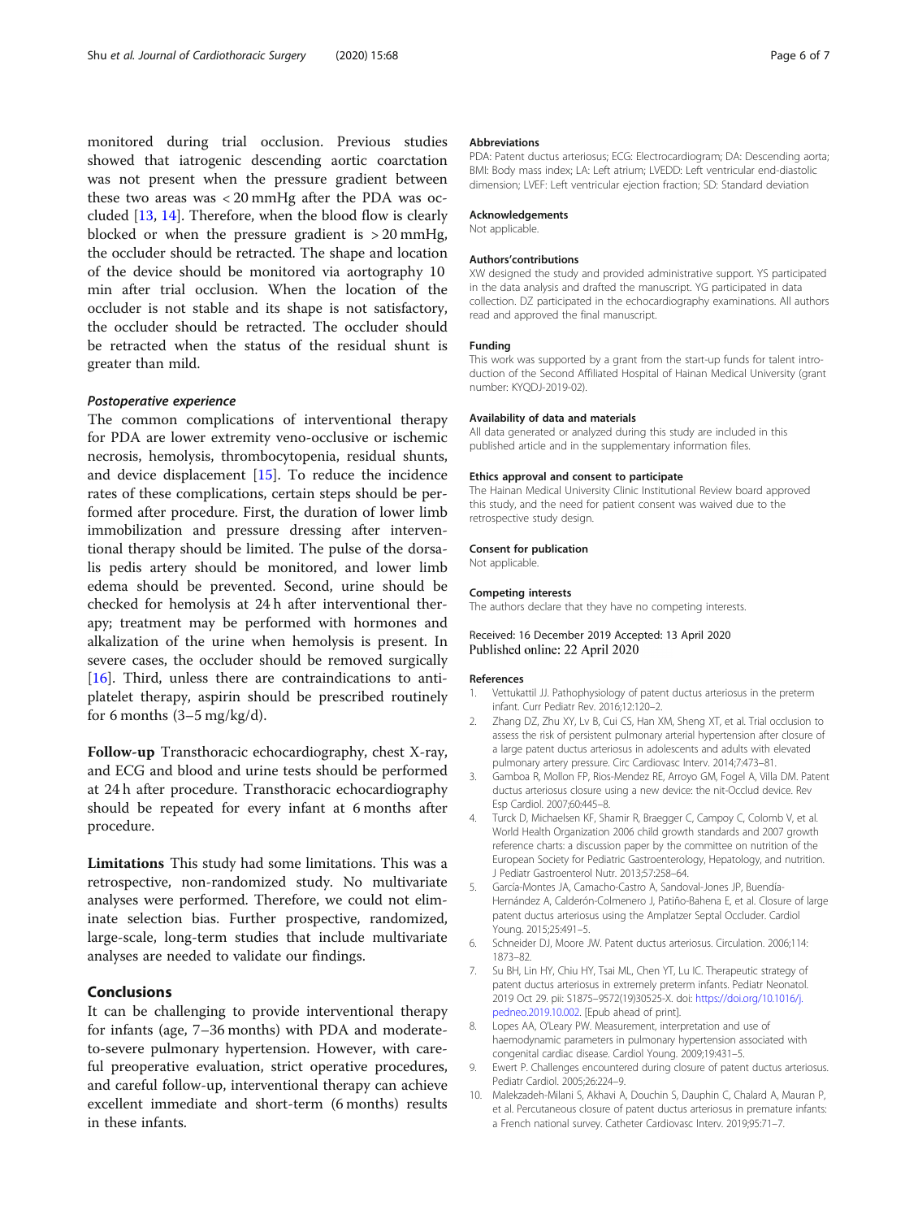monitored during trial occlusion. Previous studies showed that iatrogenic descending aortic coarctation was not present when the pressure gradient between these two areas was < 20 mmHg after the PDA was occluded [13, 14]. Therefore, when the blood flow is clearly blocked or when the pressure gradient is > 20 mmHg, the occluder should be retracted. The shape and location of the device should be monitored via aortography 10 min after trial occlusion. When the location of the occluder is not stable and its shape is not satisfactory, the occluder should be retracted. The occluder should be retracted when the status of the residual shunt is greater than mild.

### *Postoperative experience*

The common complications of interventional therapy for PDA are lower extremity veno-occlusive or ischemic necrosis, hemolysis, thrombocytopenia, residual shunts, and device displacement [15]. To reduce the incidence rates of these complications, certain steps should be performed after procedure. First, the duration of lower limb immobilization and pressure dressing after interventional therapy should be limited. The pulse of the dorsalis pedis artery should be monitored, and lower limb edema should be prevented. Second, urine should be checked for hemolysis at 24 h after interventional therapy; treatment may be performed with hormones and alkalization of the urine when hemolysis is present. In severe cases, the occluder should be removed surgically [16]. Third, unless there are contraindications to antiplatelet therapy, aspirin should be prescribed routinely for 6 months (3–5 mg/kg/d).

**Follow-up** Transthoracic echocardiography, chest X-ray, and ECG and blood and urine tests should be performed at 24 h after procedure. Transthoracic echocardiography should be repeated for every infant at 6 months after procedure.

**Limitations** This study had some limitations. This was a retrospective, non-randomized study. No multivariate analyses were performed. Therefore, we could not eliminate selection bias. Further prospective, randomized, large-scale, long-term studies that include multivariate analyses are needed to validate our findings.

## Conclusions

It can be challenging to provide interventional therapy for infants (age, 7–36 months) with PDA and moderate-to-severe pulmonary hypertension. However, with careful preoperative evaluation, strict operative procedures, and careful follow-up, interventional therapy can achieve excellent immediate and short-term (6 months) results in these infants.

#### Abbreviations

PDA: Patent ductus arteriosus; ECG: Electrocardiogram; DA: Descending aorta; BMI: Body mass index; LA: Left atrium; LVEDD: Left ventricular end-diastolic dimension; LVEF: Left ventricular ejection fraction; SD: Standard deviation

#### Acknowledgements

Not applicable.

#### Authors'contributions

XW designed the study and provided administrative support. YS participated in the data analysis and drafted the manuscript. YG participated in data collection. DZ participated in the echocardiography examinations. All authors read and approved the final manuscript.

#### Funding

This work was supported by a grant from the start-up funds for talent introduction of the Second Affiliated Hospital of Hainan Medical University (grant number: KYQDJ-2019-02).

#### Availability of data and materials

All data generated or analyzed during this study are included in this published article and in the supplementary information files.

#### Ethics approval and consent to participate

The Hainan Medical University Clinic Institutional Review board approved this study, and the need for patient consent was waived due to the retrospective study design.

#### Consent for publication

Not applicable.

#### Competing interests

The authors declare that they have no competing interests.

Received: 16 December 2019 Accepted: 13 April 2020
Published online: 22 April 2020

#### References

1. Vettukattil JJ. Pathophysiology of patent ductus arteriosus in the preterm infant. Curr Pediatr Rev. 2016;12:120–2.
2. Zhang DZ, Zhu XY, Lv B, Cui CS, Han XM, Sheng XT, et al. Trial occlusion to assess the risk of persistent pulmonary arterial hypertension after closure of a large patent ductus arteriosus in adolescents and adults with elevated pulmonary artery pressure. Circ Cardiovasc Interv. 2014;7:473–81.
3. Gamboa R, Mollon FP, Rios-Mendez RE, Arroyo GM, Fogel A, Villa DM. Patent ductus arteriosus closure using a new device: the nit-Occlud device. Rev Esp Cardiol. 2007;60:445–8.
4. Turck D, Michaelsen KF, Shamir R, Braegger C, Campoy C, Colomb V, et al. World Health Organization 2006 child growth standards and 2007 growth reference charts: a discussion paper by the committee on nutrition of the European Society for Pediatric Gastroenterology, Hepatology, and nutrition. J Pediatr Gastroenterol Nutr. 2013;57:258–64.
5. García-Montes JA, Camacho-Castro A, Sandoval-Jones JP, Buendía-Hernández A, Calderón-Colmenero J, Patiño-Bahena E, et al. Closure of large patent ductus arteriosus using the Amplatzer Septal Occluder. Cardiol Young. 2015;25:491–5.
6. Schneider DJ, Moore JW. Patent ductus arteriosus. Circulation. 2006;114: 1873–82.
7. Su BH, Lin HY, Chiu HY, Tsai ML, Chen YT, Lu IC. Therapeutic strategy of patent ductus arteriosus in extremely preterm infants. Pediatr Neonatol. 2019 Oct 29. pii: S1875–9572(19)30525-X. doi: https://doi.org/10.1016/j.pedneo.2019.10.002. [Epub ahead of print].
8. Lopes AA, O'Leary PW. Measurement, interpretation and use of haemodynamic parameters in pulmonary hypertension associated with congenital cardiac disease. Cardiol Young. 2009;19:431–5.
9. Ewert P. Challenges encountered during closure of patent ductus arteriosus. Pediatr Cardiol. 2005;26:224–9.
10. Malekzadeh-Milani S, Akhavi A, Douchin S, Dauphin C, Chalard A, Mauran P, et al. Percutaneous closure of patent ductus arteriosus in premature infants: a French national survey. Catheter Cardiovasc Interv. 2019;95:71–7.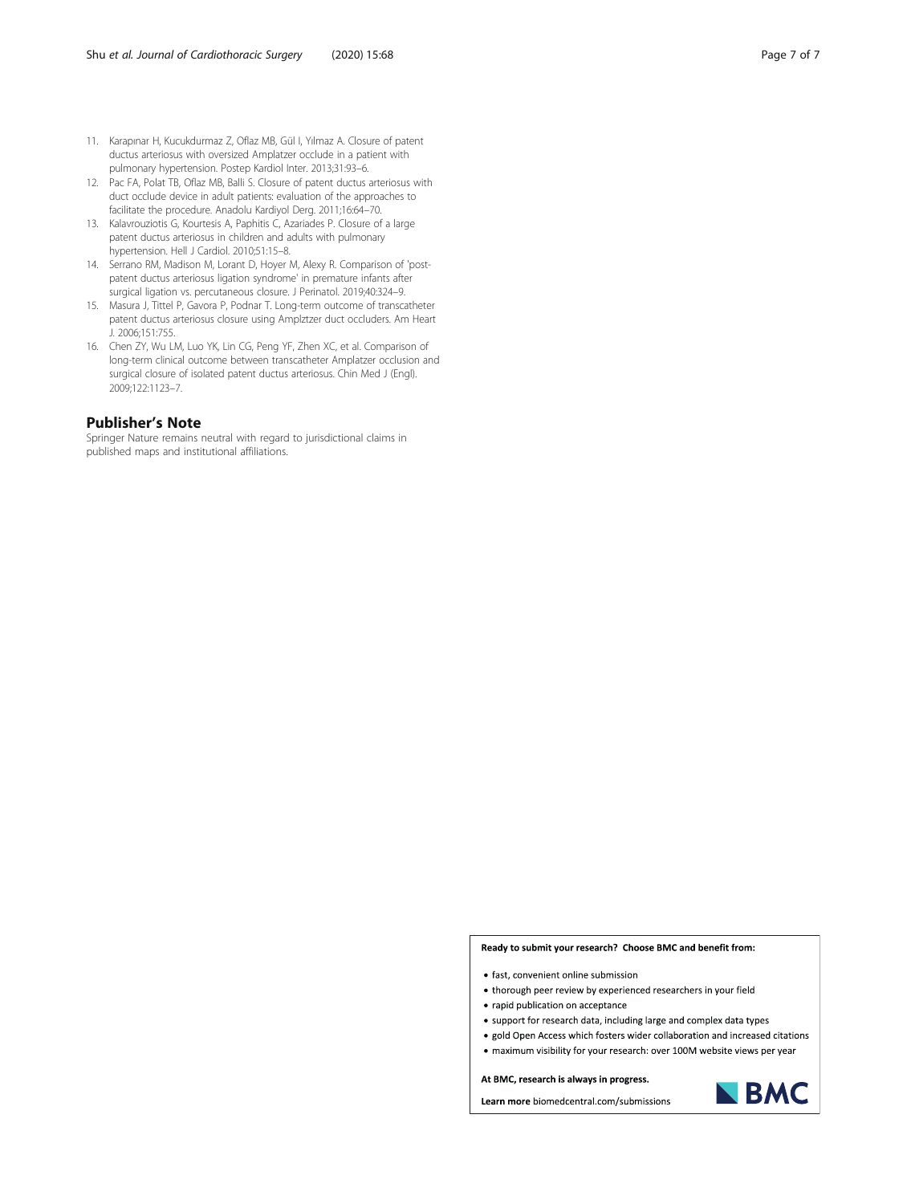11. Karapınar H, Kucukdurmaz Z, Oflaz MB, Gül I, Yılmaz A. Closure of patent ductus arteriosus with oversized Amplatzer occlude in a patient with pulmonary hypertension. Postep Kardiol Inter. 2013;31:93–6.
12. Pac FA, Polat TB, Oflaz MB, Balli S. Closure of patent ductus arteriosus with duct occlude device in adult patients: evaluation of the approaches to facilitate the procedure. Anadolu Kardiyol Derg. 2011;16:64–70.
13. Kalavrouziotis G, Kourtesis A, Paphitis C, Azariades P. Closure of a large patent ductus arteriosus in children and adults with pulmonary hypertension. Hell J Cardiol. 2010;51:15–8.
14. Serrano RM, Madison M, Lorant D, Hoyer M, Alexy R. Comparison of 'post-patent ductus arteriosus ligation syndrome' in premature infants after surgical ligation vs. percutaneous closure. J Perinatol. 2019;40:324–9.
15. Masura J, Tittel P, Gavora P, Podnar T. Long-term outcome of transcatheter patent ductus arteriosus closure using Amplztzer duct occluders. Am Heart J. 2006;151:755.
16. Chen ZY, Wu LM, Luo YK, Lin CG, Peng YF, Zhen XC, et al. Comparison of long-term clinical outcome between transcatheter Amplatzer occlusion and surgical closure of isolated patent ductus arteriosus. Chin Med J (Engl). 2009;122:1123–7.

## Publisher's Note

Springer Nature remains neutral with regard to jurisdictional claims in published maps and institutional affiliations.

**Ready to submit your research? Choose BMC and benefit from:**

- fast, convenient online submission
- thorough peer review by experienced researchers in your field
- rapid publication on acceptance
- support for research data, including large and complex data types
- gold Open Access which fosters wider collaboration and increased citations
- maximum visibility for your research: over 100M website views per year

**At BMC, research is always in progress.**

**Learn more** biomedcentral.com/submissions

BMC